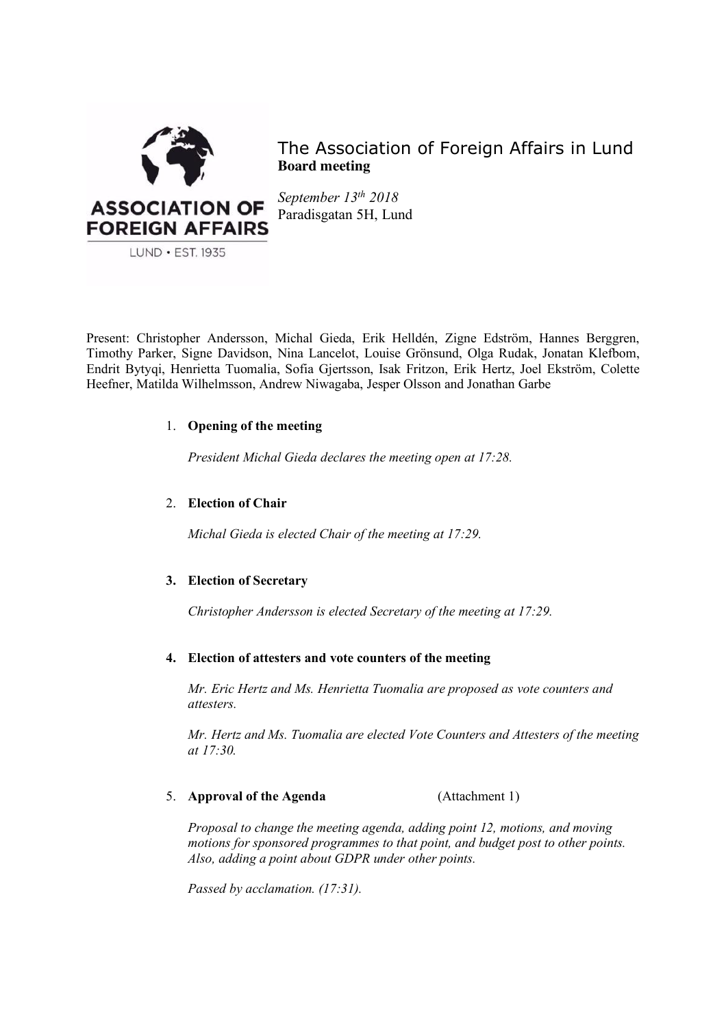# The Association of Foreign Affairs in Lund

**Board meeting**

*September 13th 2018*
Paradisgatan 5H, Lund

Present: Christopher Andersson, Michal Gieda, Erik Helldén, Zigne Edström, Hannes Berggren, Timothy Parker, Signe Davidson, Nina Lancelot, Louise Grönsund, Olga Rudak, Jonatan Klefbom, Endrit Bytyqi, Henrietta Tuomalia, Sofia Gjertsson, Isak Fritzon, Erik Hertz, Joel Ekström, Colette Heefner, Matilda Wilhelmsson, Andrew Niwagaba, Jesper Olsson and Jonathan Garbe

1. **Opening of the meeting**

   *President Michal Gieda declares the meeting open at 17:28.*

2. **Election of Chair**

   *Michal Gieda is elected Chair of the meeting at 17:29.*

3. **Election of Secretary**

   *Christopher Andersson is elected Secretary of the meeting at 17:29.*

4. **Election of attesters and vote counters of the meeting**

   *Mr. Eric Hertz and Ms. Henrietta Tuomalia are proposed as vote counters and attesters.*

   *Mr. Hertz and Ms. Tuomalia are elected Vote Counters and Attesters of the meeting at 17:30.*

5. **Approval of the Agenda** (Attachment 1)

   *Proposal to change the meeting agenda, adding point 12, motions, and moving motions for sponsored programmes to that point, and budget post to other points. Also, adding a point about GDPR under other points.*

   *Passed by acclamation. (17:31).*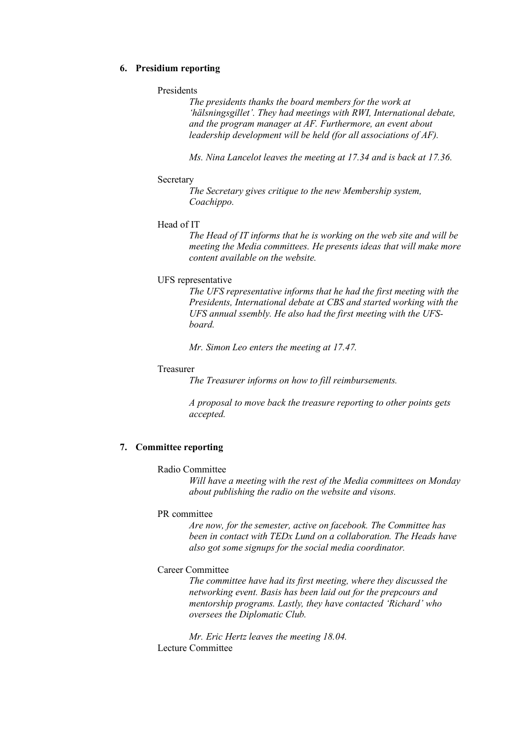## 6. Presidium reporting

Presidents

*The presidents thanks the board members for the work at 'hälsningsgillet'. They had meetings with RWI, International debate, and the program manager at AF. Furthermore, an event about leadership development will be held (for all associations of AF).*

*Ms. Nina Lancelot leaves the meeting at 17.34 and is back at 17.36.*

Secretary

*The Secretary gives critique to the new Membership system, Coachippo.*

Head of IT

*The Head of IT informs that he is working on the web site and will be meeting the Media committees. He presents ideas that will make more content available on the website.*

UFS representative

*The UFS representative informs that he had the first meeting with the Presidents, International debate at CBS and started working with the UFS annual ssembly. He also had the first meeting with the UFS-board.*

*Mr. Simon Leo enters the meeting at 17.47.*

Treasurer

*The Treasurer informs on how to fill reimbursements.*

*A proposal to move back the treasure reporting to other points gets accepted.*

## 7. Committee reporting

Radio Committee

*Will have a meeting with the rest of the Media committees on Monday about publishing the radio on the website and visons.*

PR committee

*Are now, for the semester, active on facebook. The Committee has been in contact with TEDx Lund on a collaboration. The Heads have also got some signups for the social media coordinator.*

Career Committee

*The committee have had its first meeting, where they discussed the networking event. Basis has been laid out for the prepcours and mentorship programs. Lastly, they have contacted 'Richard' who oversees the Diplomatic Club.*

*Mr. Eric Hertz leaves the meeting 18.04.*

Lecture Committee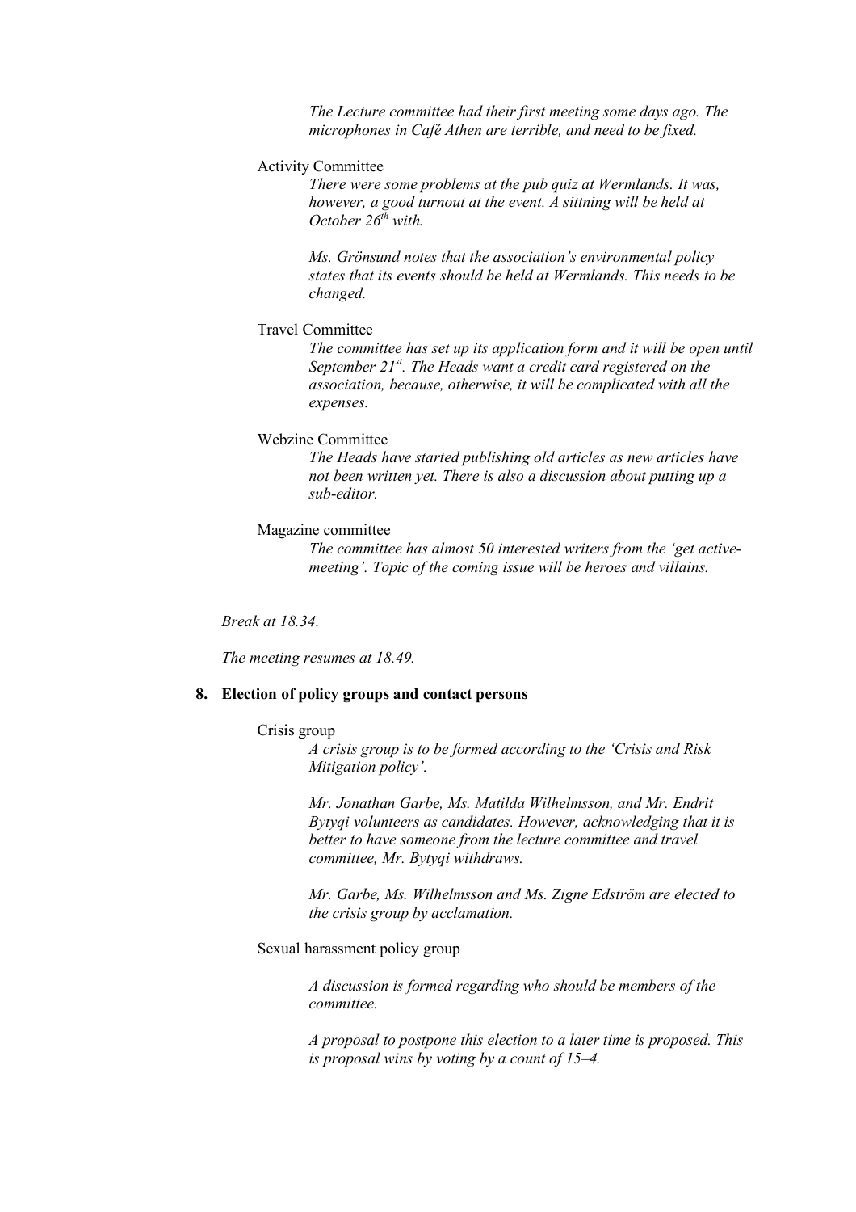*The Lecture committee had their first meeting some days ago. The microphones in Café Athen are terrible, and need to be fixed.*

Activity Committee

*There were some problems at the pub quiz at Wermlands. It was, however, a good turnout at the event. A sittning will be held at October 26th with.*

*Ms. Grönsund notes that the association's environmental policy states that its events should be held at Wermlands. This needs to be changed.*

Travel Committee

*The committee has set up its application form and it will be open until September 21st. The Heads want a credit card registered on the association, because, otherwise, it will be complicated with all the expenses.*

Webzine Committee

*The Heads have started publishing old articles as new articles have not been written yet. There is also a discussion about putting up a sub-editor.*

Magazine committee

*The committee has almost 50 interested writers from the 'get active-meeting'. Topic of the coming issue will be heroes and villains.*

*Break at 18.34.*

*The meeting resumes at 18.49.*

**8. Election of policy groups and contact persons**

Crisis group

*A crisis group is to be formed according to the 'Crisis and Risk Mitigation policy'.*

*Mr. Jonathan Garbe, Ms. Matilda Wilhelmsson, and Mr. Endrit Bytyqi volunteers as candidates. However, acknowledging that it is better to have someone from the lecture committee and travel committee, Mr. Bytyqi withdraws.*

*Mr. Garbe, Ms. Wilhelmsson and Ms. Zigne Edström are elected to the crisis group by acclamation.*

Sexual harassment policy group

*A discussion is formed regarding who should be members of the committee.*

*A proposal to postpone this election to a later time is proposed. This is proposal wins by voting by a count of 15–4.*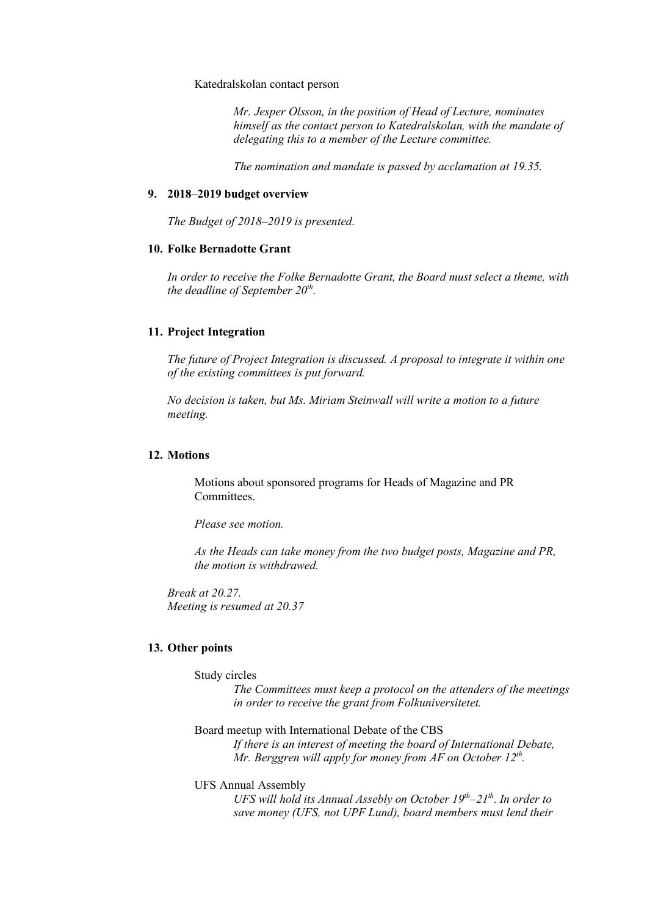Katedralskolan contact person

*Mr. Jesper Olsson, in the position of Head of Lecture, nominates himself as the contact person to Katedralskolan, with the mandate of delegating this to a member of the Lecture committee.*

*The nomination and mandate is passed by acclamation at 19.35.*

**9. 2018–2019 budget overview**

*The Budget of 2018–2019 is presented.*

**10. Folke Bernadotte Grant**

*In order to receive the Folke Bernadotte Grant, the Board must select a theme, with the deadline of September 20th.*

**11. Project Integration**

*The future of Project Integration is discussed. A proposal to integrate it within one of the existing committees is put forward.*

*No decision is taken, but Ms. Miriam Steinwall will write a motion to a future meeting.*

**12. Motions**

Motions about sponsored programs for Heads of Magazine and PR Committees.

*Please see motion.*

*As the Heads can take money from the two budget posts, Magazine and PR, the motion is withdrawed.*

*Break at 20.27.*
*Meeting is resumed at 20.37*

**13. Other points**

Study circles

*The Committees must keep a protocol on the attenders of the meetings in order to receive the grant from Folkuniversitetet.*

Board meetup with International Debate of the CBS

*If there is an interest of meeting the board of International Debate, Mr. Berggren will apply for money from AF on October 12th.*

UFS Annual Assembly

*UFS will hold its Annual Assebly on October 19th–21th. In order to save money (UFS, not UPF Lund), board members must lend their*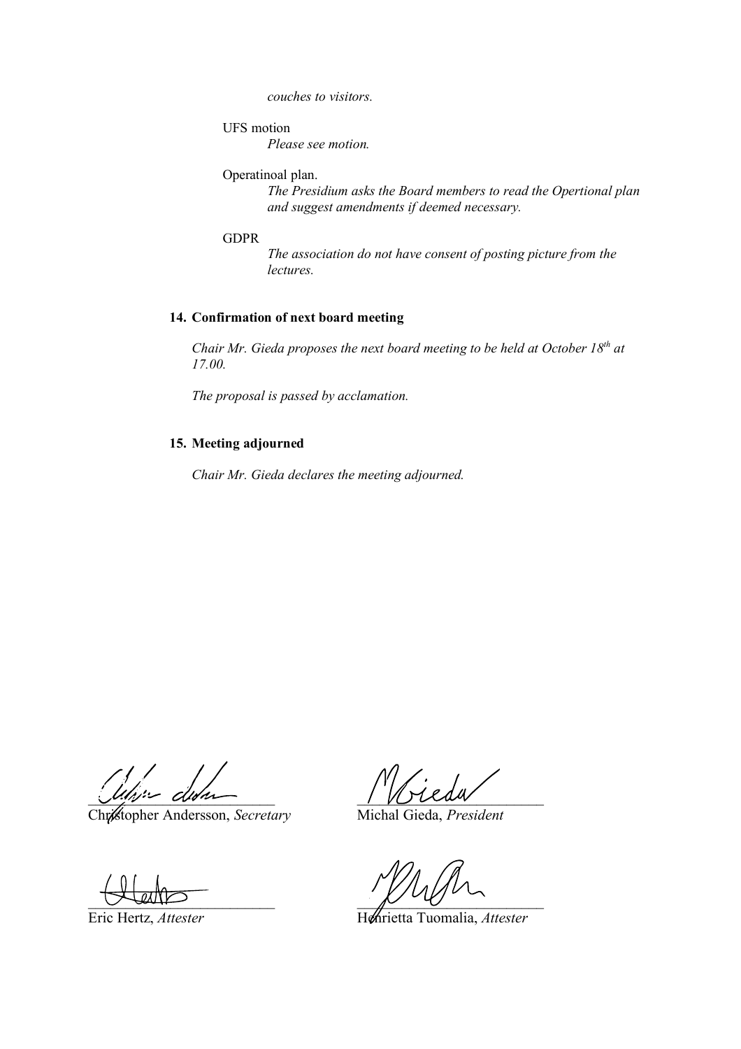*couches to visitors.*

UFS motion

*Please see motion.*

Operatinoal plan.

*The Presidium asks the Board members to read the Opertional plan and suggest amendments if deemed necessary.*

GDPR

*The association do not have consent of posting picture from the lectures.*

**14. Confirmation of next board meeting**

*Chair Mr. Gieda proposes the next board meeting to be held at October 18th at 17.00.*

*The proposal is passed by acclamation.*

**15. Meeting adjourned**

*Chair Mr. Gieda declares the meeting adjourned.*

\_\_\_\_\_\_\_\_\_\_\_\_\_\_\_\_\_\_\_\_\_\_\_\_\_\_
Christopher Andersson, *Secretary*

\_\_\_\_\_\_\_\_\_\_\_\_\_\_\_\_\_\_\_\_\_\_\_\_\_\_
Michal Gieda, *President*

\_\_\_\_\_\_\_\_\_\_\_\_\_\_\_\_\_\_\_\_\_\_\_\_\_\_
Eric Hertz, *Attester*

\_\_\_\_\_\_\_\_\_\_\_\_\_\_\_\_\_\_\_\_\_\_\_\_\_\_
Henrietta Tuomalia, *Attester*